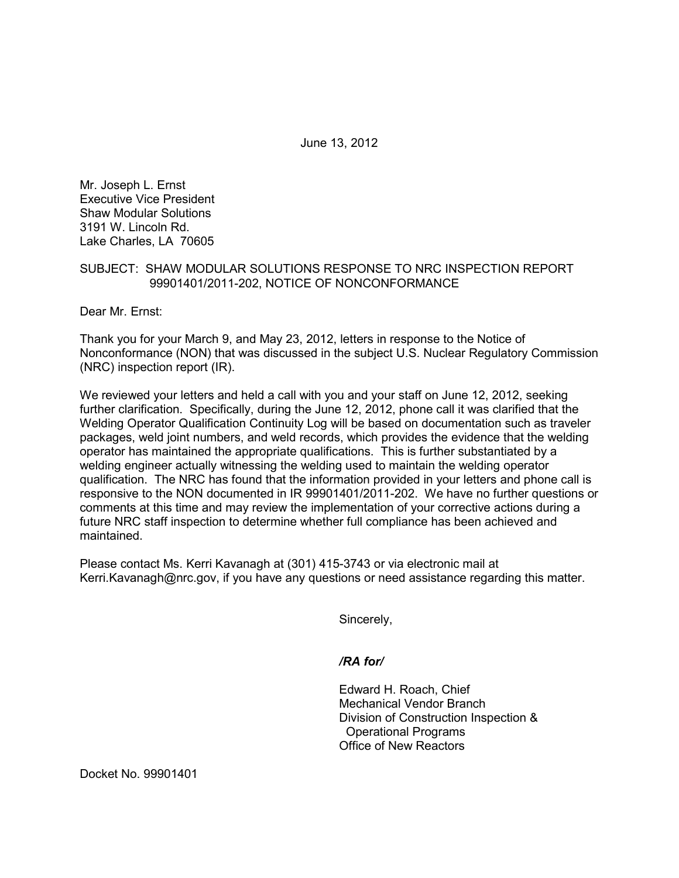June 13, 2012

Mr. Joseph L. Ernst
Executive Vice President
Shaw Modular Solutions
3191 W. Lincoln Rd.
Lake Charles, LA 70605

SUBJECT: SHAW MODULAR SOLUTIONS RESPONSE TO NRC INSPECTION REPORT 99901401/2011-202, NOTICE OF NONCONFORMANCE

Dear Mr. Ernst:

Thank you for your March 9, and May 23, 2012, letters in response to the Notice of Nonconformance (NON) that was discussed in the subject U.S. Nuclear Regulatory Commission (NRC) inspection report (IR).

We reviewed your letters and held a call with you and your staff on June 12, 2012, seeking further clarification. Specifically, during the June 12, 2012, phone call it was clarified that the Welding Operator Qualification Continuity Log will be based on documentation such as traveler packages, weld joint numbers, and weld records, which provides the evidence that the welding operator has maintained the appropriate qualifications. This is further substantiated by a welding engineer actually witnessing the welding used to maintain the welding operator qualification. The NRC has found that the information provided in your letters and phone call is responsive to the NON documented in IR 99901401/2011-202. We have no further questions or comments at this time and may review the implementation of your corrective actions during a future NRC staff inspection to determine whether full compliance has been achieved and maintained.

Please contact Ms. Kerri Kavanagh at (301) 415-3743 or via electronic mail at Kerri.Kavanagh@nrc.gov, if you have any questions or need assistance regarding this matter.

Sincerely,

*/RA for/*

Edward H. Roach, Chief
Mechanical Vendor Branch
Division of Construction Inspection & Operational Programs
Office of New Reactors

Docket No. 99901401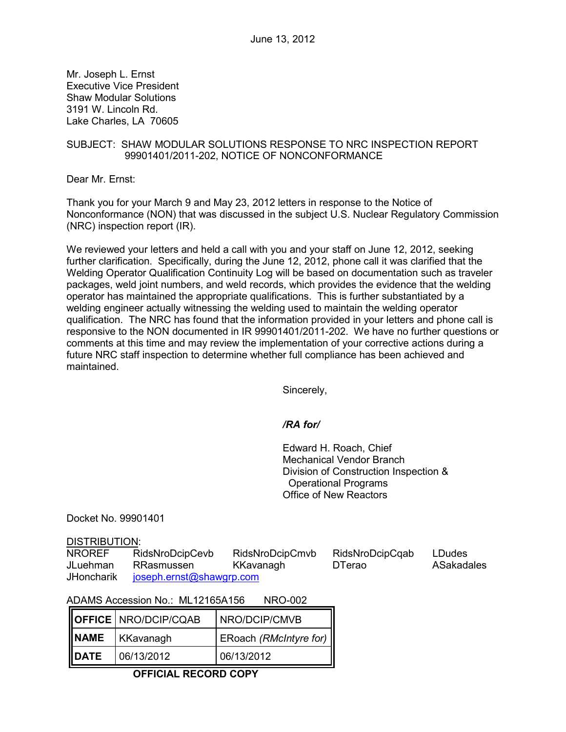June 13, 2012

Mr. Joseph L. Ernst
Executive Vice President
Shaw Modular Solutions
3191 W. Lincoln Rd.
Lake Charles, LA 70605

SUBJECT: SHAW MODULAR SOLUTIONS RESPONSE TO NRC INSPECTION REPORT 99901401/2011-202, NOTICE OF NONCONFORMANCE

Dear Mr. Ernst:

Thank you for your March 9 and May 23, 2012 letters in response to the Notice of Nonconformance (NON) that was discussed in the subject U.S. Nuclear Regulatory Commission (NRC) inspection report (IR).

We reviewed your letters and held a call with you and your staff on June 12, 2012, seeking further clarification. Specifically, during the June 12, 2012, phone call it was clarified that the Welding Operator Qualification Continuity Log will be based on documentation such as traveler packages, weld joint numbers, and weld records, which provides the evidence that the welding operator has maintained the appropriate qualifications. This is further substantiated by a welding engineer actually witnessing the welding used to maintain the welding operator qualification. The NRC has found that the information provided in your letters and phone call is responsive to the NON documented in IR 99901401/2011-202. We have no further questions or comments at this time and may review the implementation of your corrective actions during a future NRC staff inspection to determine whether full compliance has been achieved and maintained.

Sincerely,

*/RA for/*

Edward H. Roach, Chief
Mechanical Vendor Branch
Division of Construction Inspection &
Operational Programs
Office of New Reactors

Docket No. 99901401

DISTRIBUTION:

| | | | | |
|---|---|---|---|---|
| NROREF | RidsNroDcipCevb | RidsNroDcipCmvb | RidsNroDcipCqab | LDudes |
| JLuehman | RRasmussen | KKavanagh | DTerao | ASakadales |
| JHoncharik | joseph.ernst@shawgrp.com | | | |

ADAMS Accession No.: ML12165A156 NRO-002

| **OFFICE** | NRO/DCIP/CQAB | NRO/DCIP/CMVB |
|---|---|---|
| **NAME** | KKavanagh | ERoach *(RMcIntyre for)* |
| **DATE** | 06/13/2012 | 06/13/2012 |

**OFFICIAL RECORD COPY**